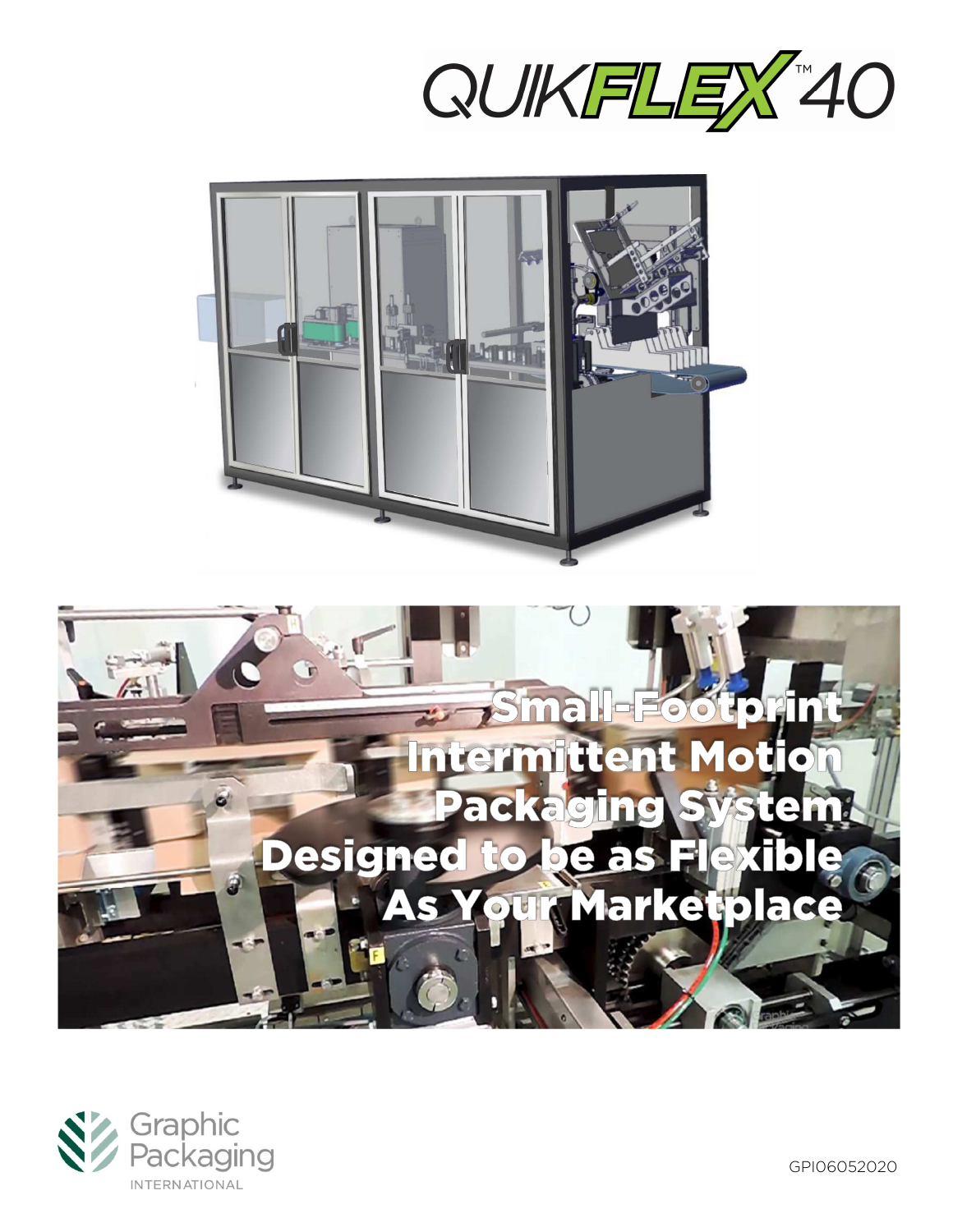# QUIKFLEX™ 40

## Small-Footprint Intermittent Motion Packaging System Designed to be as Flexible As Your Marketplace

Graphic Packaging INTERNATIONAL

GPI06052020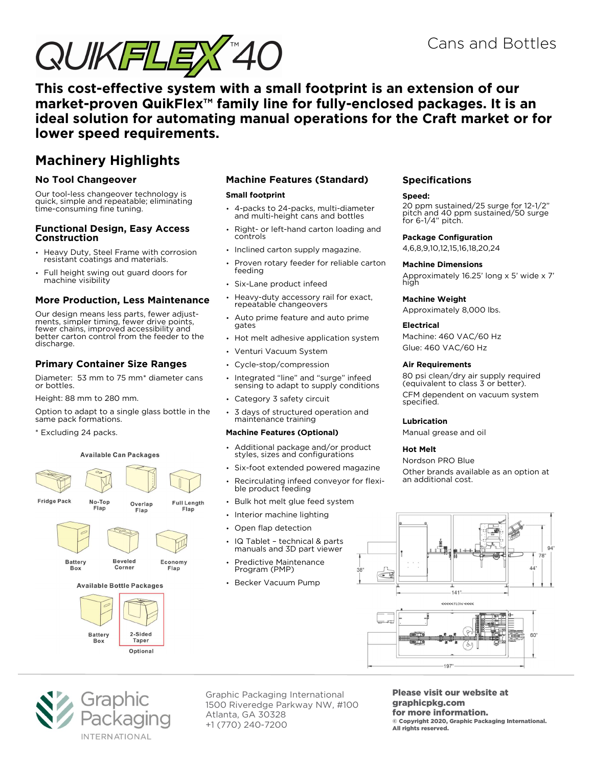# QUIKFLEX™ 40

Cans and Bottles

**This cost-effective system with a small footprint is an extension of our market-proven QuikFlex™ family line for fully-enclosed packages. It is an ideal solution for automating manual operations for the Craft market or for lower speed requirements.**

## Machinery Highlights

### No Tool Changeover

Our tool-less changeover technology is quick, simple and repeatable; eliminating time-consuming fine tuning.

### Functional Design, Easy Access Construction

- Heavy Duty, Steel Frame with corrosion resistant coatings and materials.
- Full height swing out guard doors for machine visibility

### More Production, Less Maintenance

Our design means less parts, fewer adjustments, simpler timing, fewer drive points, fewer chains, improved accessibility and better carton control from the feeder to the discharge.

### Primary Container Size Ranges

Diameter: 53 mm to 75 mm* diameter cans or bottles.

Height: 88 mm to 280 mm.

Option to adapt to a single glass bottle in the same pack formations.

* Excluding 24 packs.

Available Can Packages

Fridge Pack
No-Top Flap
Overlap Flap
Full Length Flap
Battery Box
Beveled Corner
Economy Flap

Available Bottle Packages

Battery Box
2-Sided Taper
Optional

### Machine Features (Standard)

**Small footprint**

- 4-packs to 24-packs, multi-diameter and multi-height cans and bottles
- Right- or left-hand carton loading and controls
- Inclined carton supply magazine.
- Proven rotary feeder for reliable carton feeding
- Six-Lane product infeed
- Heavy-duty accessory rail for exact, repeatable changeovers
- Auto prime feature and auto prime gates
- Hot melt adhesive application system
- Venturi Vacuum System
- Cycle-stop/compression
- Integrated "line" and "surge" infeed sensing to adapt to supply conditions
- Category 3 safety circuit
- 3 days of structured operation and maintenance training

**Machine Features (Optional)**

- Additional package and/or product styles, sizes and configurations
- Six-foot extended powered magazine
- Recirculating infeed conveyor for flexible product feeding
- Bulk hot melt glue feed system
- Interior machine lighting
- Open flap detection
- IQ Tablet – technical & parts manuals and 3D part viewer
- Predictive Maintenance Program (PMP)
- Becker Vacuum Pump

### Specifications

**Speed:**

20 ppm sustained/25 surge for 12-1/2" pitch and 40 ppm sustained/50 surge for 6-1/4" pitch.

**Package Configuration**

4,6,8,9,10,12,15,16,18,20,24

**Machine Dimensions**

Approximately 16.25' long x 5' wide x 7' high

**Machine Weight**

Approximately 8,000 lbs.

**Electrical**

Machine: 460 VAC/60 Hz

Glue: 460 VAC/60 Hz

**Air Requirements**

80 psi clean/dry air supply required (equivalent to class 3 or better).

CFM dependent on vacuum system specified.

**Lubrication**

Manual grease and oil

**Hot Melt**

Nordson PRO Blue

Other brands available as an option at an additional cost.

38"
141"
94"
78"
44"
<<<<<FLOW<<<<
60"
197"

Graphic Packaging International
1500 Riveredge Parkway NW, #100
Atlanta, GA 30328
+1 (770) 240-7200

**Please visit our website at graphicpkg.com for more information.**

**© Copyright 2020, Graphic Packaging International. All rights reserved.**